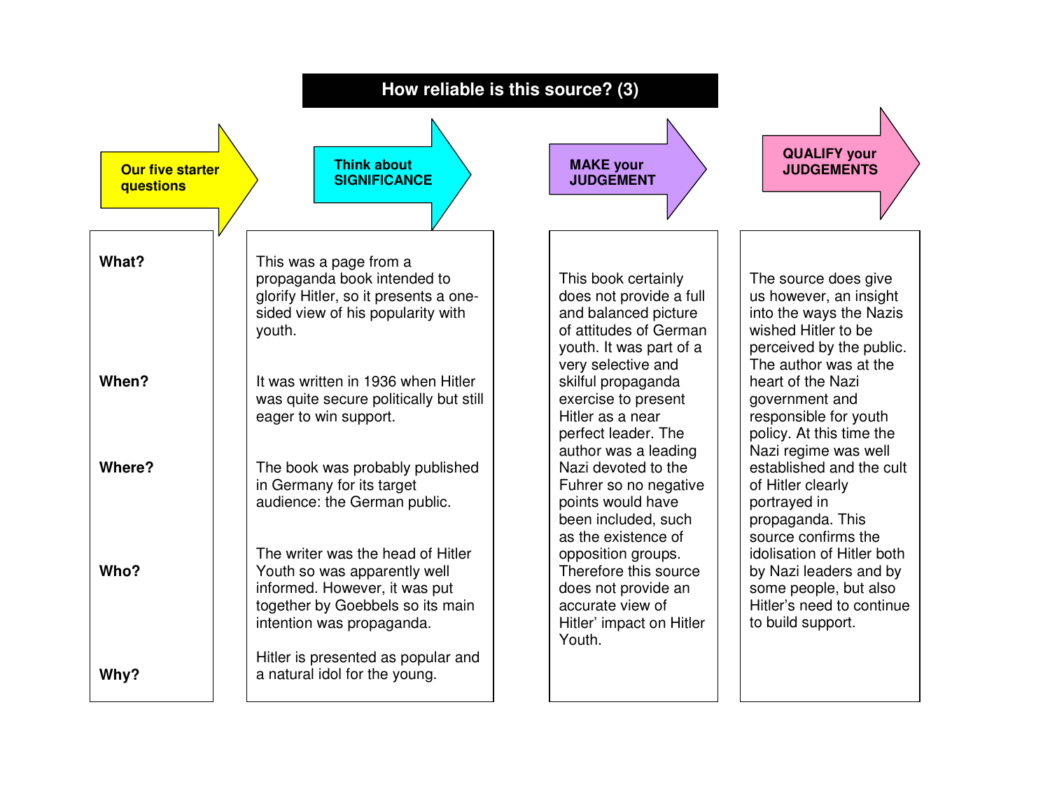# How reliable is this source? (3)

| Our five starter questions | Think about SIGNIFICANCE |
| --- | --- |
| **What?** | This was a page from a propaganda book intended to glorify Hitler, so it presents a one-sided view of his popularity with youth. |
| **When?** | It was written in 1936 when Hitler was quite secure politically but still eager to win support. |
| **Where?** | The book was probably published in Germany for its target audience: the German public. |
| **Who?** | The writer was the head of Hitler Youth so was apparently well informed. However, it was put together by Goebbels so its main intention was propaganda. |
| **Why?** | Hitler is presented as popular and a natural idol for the young. |

**MAKE your JUDGEMENT**

This book certainly does not provide a full and balanced picture of attitudes of German youth. It was part of a very selective and skilful propaganda exercise to present Hitler as a near perfect leader. The author was a leading Nazi devoted to the Fuhrer so no negative points would have been included, such as the existence of opposition groups. Therefore this source does not provide an accurate view of Hitler' impact on Hitler Youth.

**QUALIFY your JUDGEMENTS**

The source does give us however, an insight into the ways the Nazis wished Hitler to be perceived by the public. The author was at the heart of the Nazi government and responsible for youth policy. At this time the Nazi regime was well established and the cult of Hitler clearly portrayed in propaganda. This source confirms the idolisation of Hitler both by Nazi leaders and by some people, but also Hitler's need to continue to build support.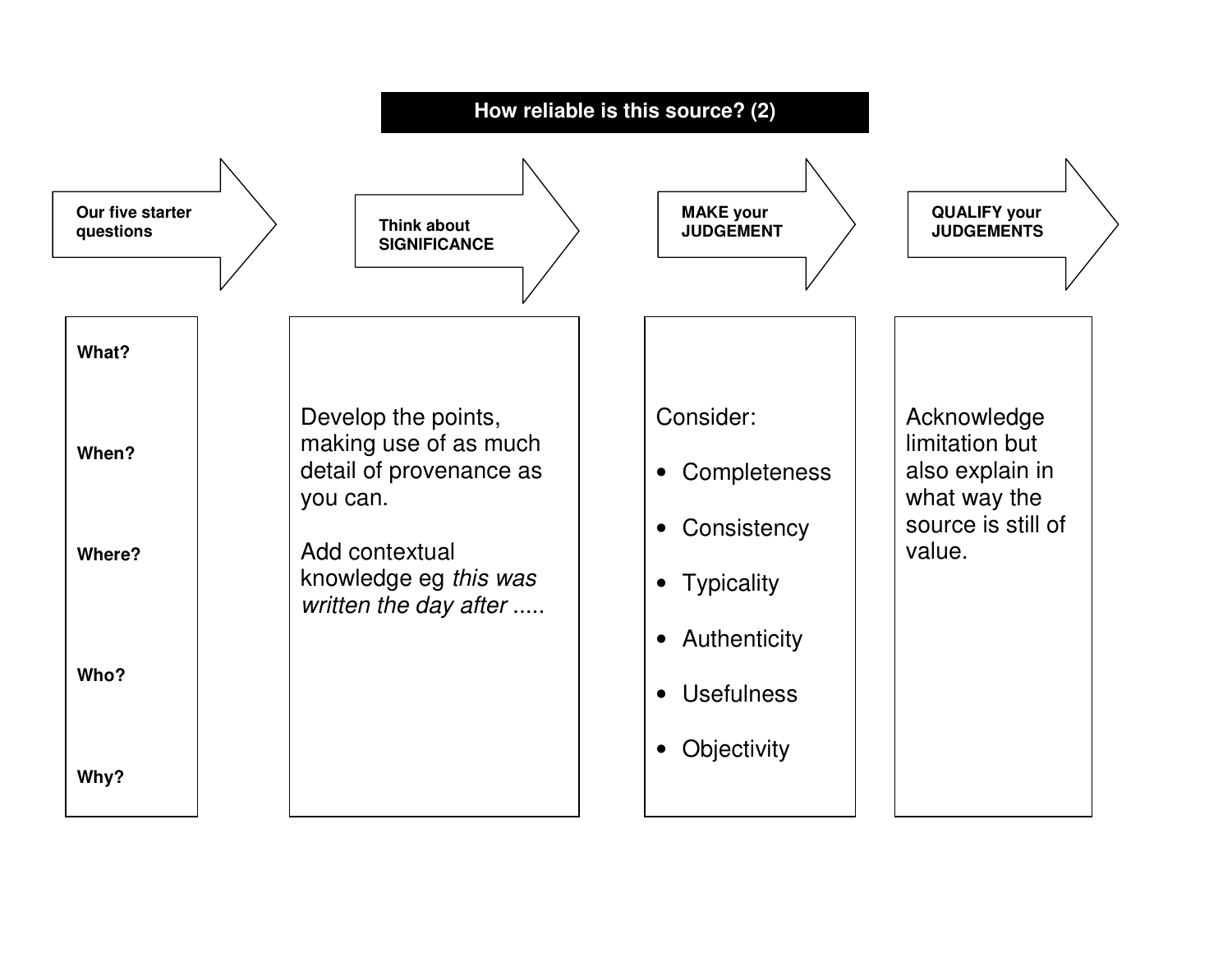# How reliable is this source? (2)

| Our five starter questions | Think about SIGNIFICANCE | MAKE your JUDGEMENT | QUALIFY your JUDGEMENTS |
| --- | --- | --- | --- |
| **What?**<br><br>**When?**<br><br>**Where?**<br><br>**Who?**<br><br>**Why?** | Develop the points, making use of as much detail of provenance as you can.<br><br>Add contextual knowledge eg *this was written the day after* ..... | Consider:<br>• Completeness<br>• Consistency<br>• Typicality<br>• Authenticity<br>• Usefulness<br>• Objectivity | Acknowledge limitation but also explain in what way the source is still of value. |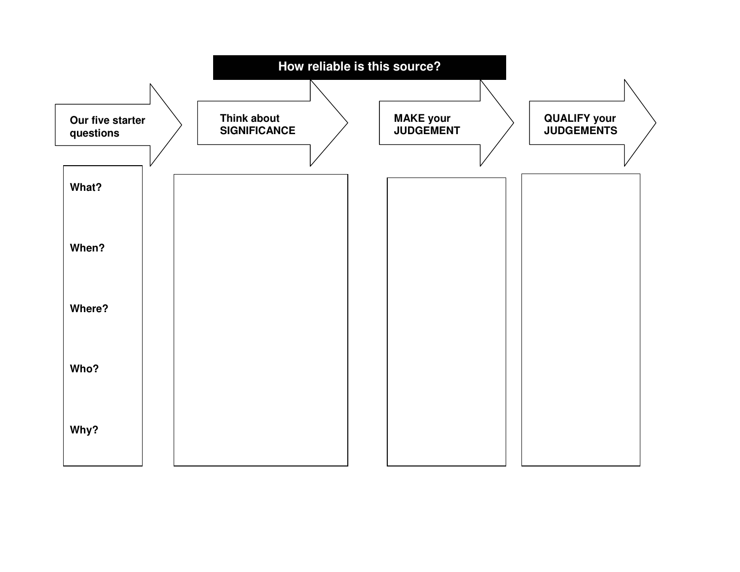# How reliable is this source?

| Our five starter questions | Think about SIGNIFICANCE | MAKE your JUDGEMENT | QUALIFY your JUDGEMENTS |
|---|---|---|---|
| **What?** | | | |
| **When?** | | | |
| **Where?** | | | |
| **Who?** | | | |
| **Why?** | | | |